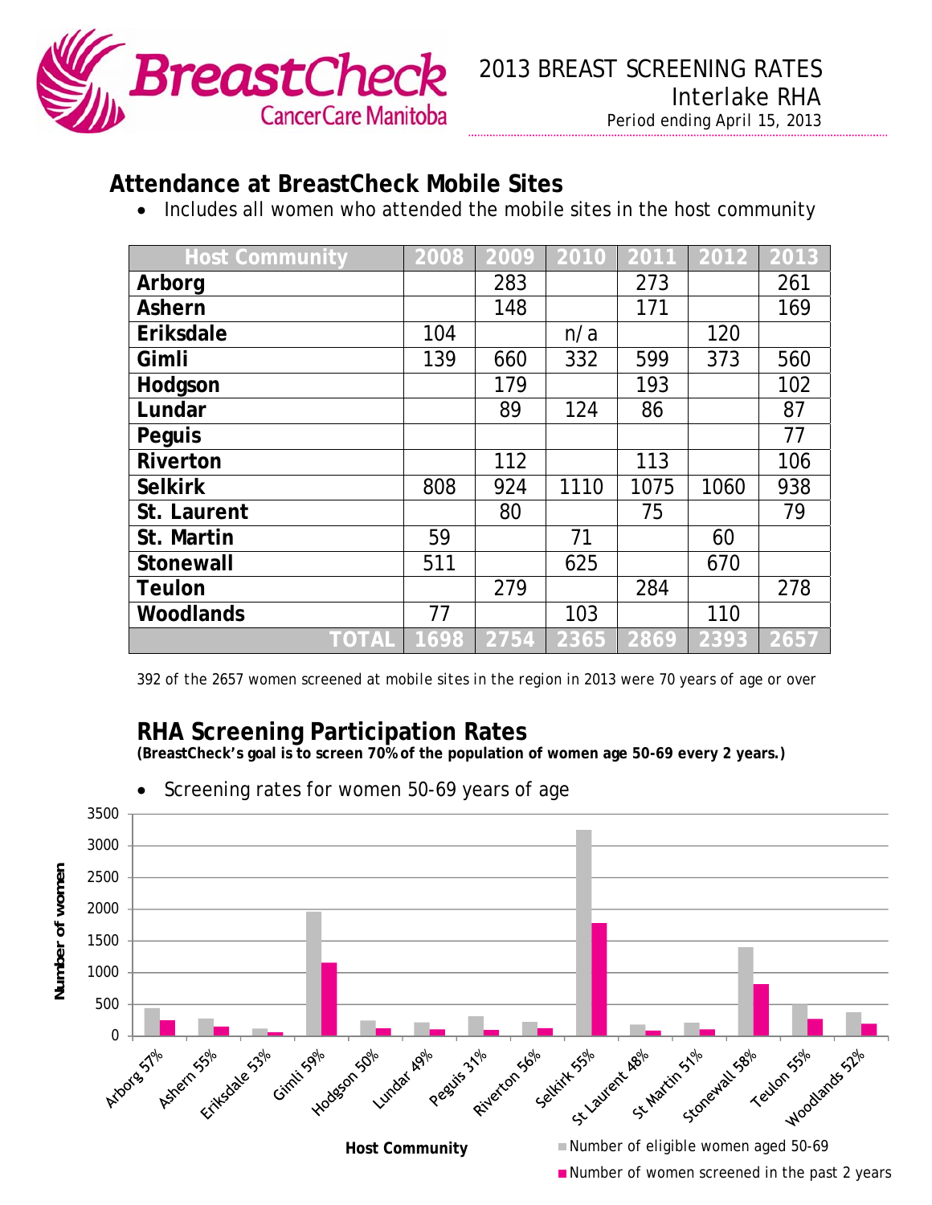# 2013 BREAST SCREENING RATES

Interlake RHA

Period ending April 15, 2013

## Attendance at BreastCheck Mobile Sites

- Includes all women who attended the mobile sites in the host community

| Host Community | 2008 | 2009 | 2010 | 2011 | 2012 | 2013 |
|---|---|---|---|---|---|---|
| Arborg | | 283 | | 273 | | 261 |
| Ashern | | 148 | | 171 | | 169 |
| Eriksdale | 104 | | n/a | | 120 | |
| Gimli | 139 | 660 | 332 | 599 | 373 | 560 |
| Hodgson | | 179 | | 193 | | 102 |
| Lundar | | 89 | 124 | 86 | | 87 |
| Peguis | | | | | | 77 |
| Riverton | | 112 | | 113 | | 106 |
| Selkirk | 808 | 924 | 1110 | 1075 | 1060 | 938 |
| St. Laurent | | 80 | | 75 | | 79 |
| St. Martin | 59 | | 71 | | 60 | |
| Stonewall | 511 | | 625 | | 670 | |
| Teulon | | 279 | | 284 | | 278 |
| Woodlands | 77 | | 103 | | 110 | |
| TOTAL | 1698 | 2754 | 2365 | 2869 | 2393 | 2657 |

392 of the 2657 women screened at mobile sites in the region in 2013 were 70 years of age or over

## RHA Screening Participation Rates

**(BreastCheck's goal is to screen 70% of the population of women age 50-69 every 2 years.)**

- Screening rates for women 50-69 years of age

Host Community: Arborg 57%, Ashern 55%, Eriksdale 53%, Gimli 59%, Hodgson 50%, Lundar 49%, Peguis 31%, Riverton 56%, Selkirk 55%, St Laurent 48%, St Martin 51%, Stonewall 58%, Teulon 55%, Woodlands 52%

Number of women

- Number of eligible women aged 50-69
- Number of women screened in the past 2 years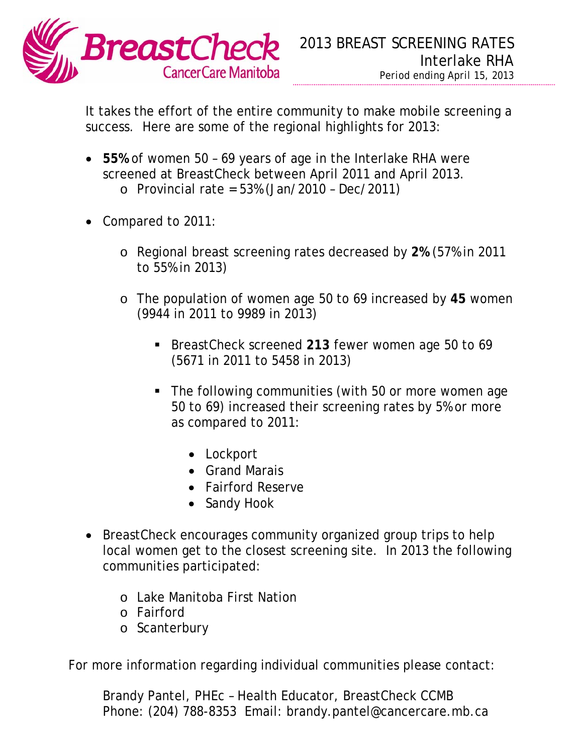BreastCheck
CancerCare Manitoba

# 2013 BREAST SCREENING RATES
## Interlake RHA
Period ending April 15, 2013

It takes the effort of the entire community to make mobile screening a success. Here are some of the regional highlights for 2013:

- **55%** of women 50 – 69 years of age in the Interlake RHA were screened at BreastCheck between April 2011 and April 2013.
  - Provincial rate = 53% (Jan/2010 – Dec/2011)

- Compared to 2011:

  - Regional breast screening rates decreased by **2%** (57% in 2011 to 55% in 2013)

  - The population of women age 50 to 69 increased by **45** women (9944 in 2011 to 9989 in 2013)

    - BreastCheck screened **213** fewer women age 50 to 69 (5671 in 2011 to 5458 in 2013)

    - The following communities (with 50 or more women age 50 to 69) increased their screening rates by 5% or more as compared to 2011:

      - Lockport
      - Grand Marais
      - Fairford Reserve
      - Sandy Hook

- BreastCheck encourages community organized group trips to help local women get to the closest screening site. In 2013 the following communities participated:

  - Lake Manitoba First Nation
  - Fairford
  - Scanterbury

For more information regarding individual communities please contact:

Brandy Pantel, PHEc – Health Educator, BreastCheck CCMB
Phone: (204) 788-8353 Email: brandy.pantel@cancercare.mb.ca